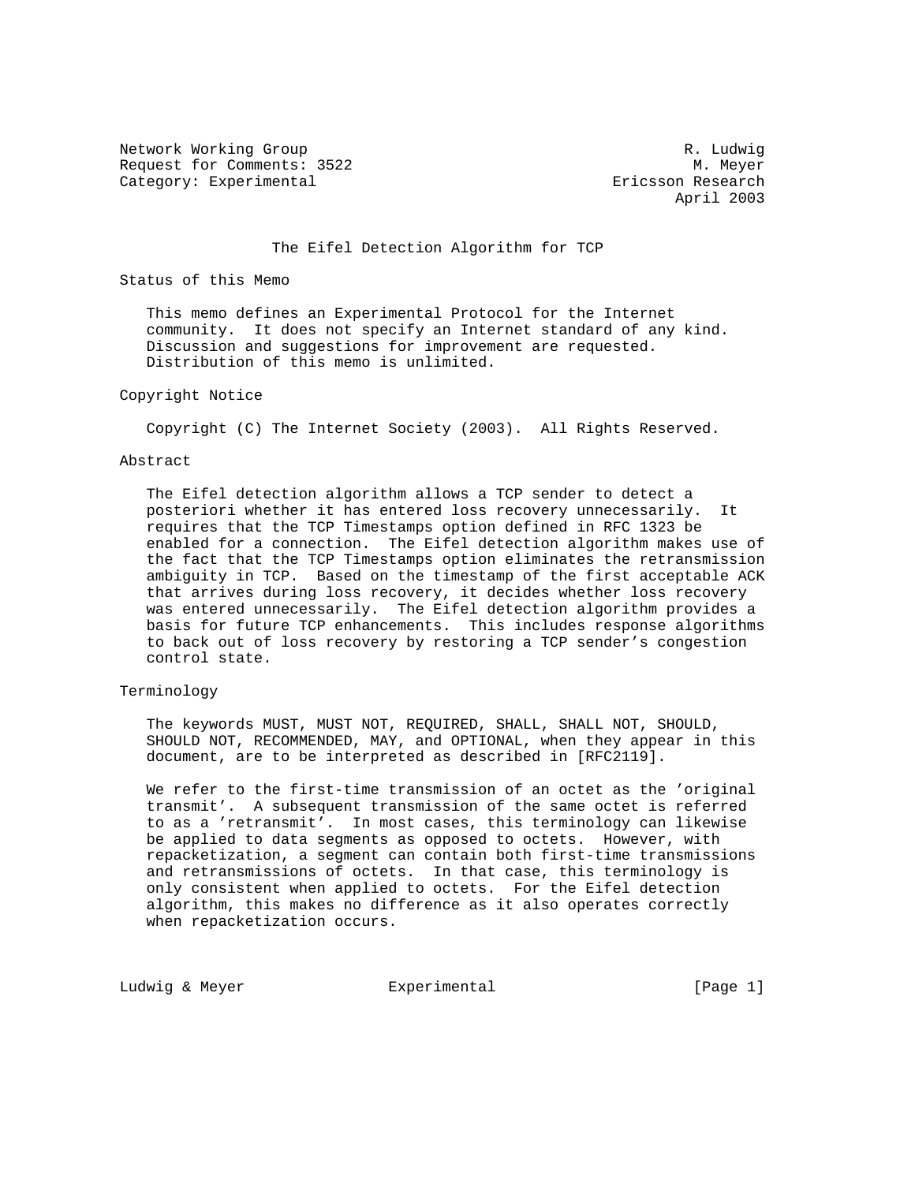Network Working Group R. Ludwig
Request for Comments: 3522 M. Meyer
Category: Experimental Ericsson Research
April 2003

# The Eifel Detection Algorithm for TCP

## Status of this Memo

This memo defines an Experimental Protocol for the Internet community. It does not specify an Internet standard of any kind. Discussion and suggestions for improvement are requested. Distribution of this memo is unlimited.

## Copyright Notice

Copyright (C) The Internet Society (2003). All Rights Reserved.

## Abstract

The Eifel detection algorithm allows a TCP sender to detect a posteriori whether it has entered loss recovery unnecessarily. It requires that the TCP Timestamps option defined in RFC 1323 be enabled for a connection. The Eifel detection algorithm makes use of the fact that the TCP Timestamps option eliminates the retransmission ambiguity in TCP. Based on the timestamp of the first acceptable ACK that arrives during loss recovery, it decides whether loss recovery was entered unnecessarily. The Eifel detection algorithm provides a basis for future TCP enhancements. This includes response algorithms to back out of loss recovery by restoring a TCP sender's congestion control state.

## Terminology

The keywords MUST, MUST NOT, REQUIRED, SHALL, SHALL NOT, SHOULD, SHOULD NOT, RECOMMENDED, MAY, and OPTIONAL, when they appear in this document, are to be interpreted as described in [RFC2119].

We refer to the first-time transmission of an octet as the 'original transmit'. A subsequent transmission of the same octet is referred to as a 'retransmit'. In most cases, this terminology can likewise be applied to data segments as opposed to octets. However, with repacketization, a segment can contain both first-time transmissions and retransmissions of octets. In that case, this terminology is only consistent when applied to octets. For the Eifel detection algorithm, this makes no difference as it also operates correctly when repacketization occurs.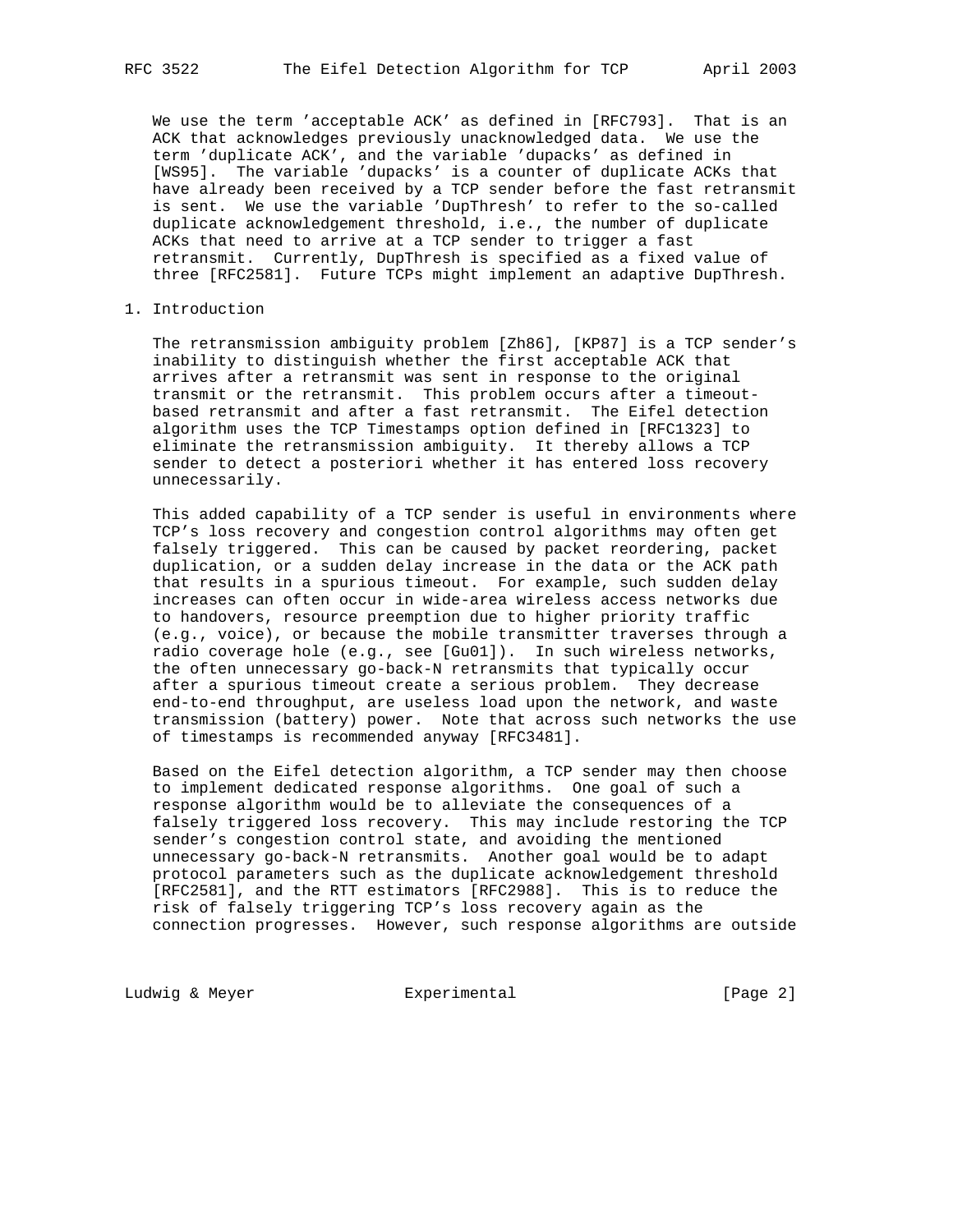We use the term 'acceptable ACK' as defined in [RFC793]. That is an ACK that acknowledges previously unacknowledged data. We use the term 'duplicate ACK', and the variable 'dupacks' as defined in [WS95]. The variable 'dupacks' is a counter of duplicate ACKs that have already been received by a TCP sender before the fast retransmit is sent. We use the variable 'DupThresh' to refer to the so-called duplicate acknowledgement threshold, i.e., the number of duplicate ACKs that need to arrive at a TCP sender to trigger a fast retransmit. Currently, DupThresh is specified as a fixed value of three [RFC2581]. Future TCPs might implement an adaptive DupThresh.

## 1. Introduction

The retransmission ambiguity problem [Zh86], [KP87] is a TCP sender's inability to distinguish whether the first acceptable ACK that arrives after a retransmit was sent in response to the original transmit or the retransmit. This problem occurs after a timeout-based retransmit and after a fast retransmit. The Eifel detection algorithm uses the TCP Timestamps option defined in [RFC1323] to eliminate the retransmission ambiguity. It thereby allows a TCP sender to detect a posteriori whether it has entered loss recovery unnecessarily.

This added capability of a TCP sender is useful in environments where TCP's loss recovery and congestion control algorithms may often get falsely triggered. This can be caused by packet reordering, packet duplication, or a sudden delay increase in the data or the ACK path that results in a spurious timeout. For example, such sudden delay increases can often occur in wide-area wireless access networks due to handovers, resource preemption due to higher priority traffic (e.g., voice), or because the mobile transmitter traverses through a radio coverage hole (e.g., see [Gu01]). In such wireless networks, the often unnecessary go-back-N retransmits that typically occur after a spurious timeout create a serious problem. They decrease end-to-end throughput, are useless load upon the network, and waste transmission (battery) power. Note that across such networks the use of timestamps is recommended anyway [RFC3481].

Based on the Eifel detection algorithm, a TCP sender may then choose to implement dedicated response algorithms. One goal of such a response algorithm would be to alleviate the consequences of a falsely triggered loss recovery. This may include restoring the TCP sender's congestion control state, and avoiding the mentioned unnecessary go-back-N retransmits. Another goal would be to adapt protocol parameters such as the duplicate acknowledgement threshold [RFC2581], and the RTT estimators [RFC2988]. This is to reduce the risk of falsely triggering TCP's loss recovery again as the connection progresses. However, such response algorithms are outside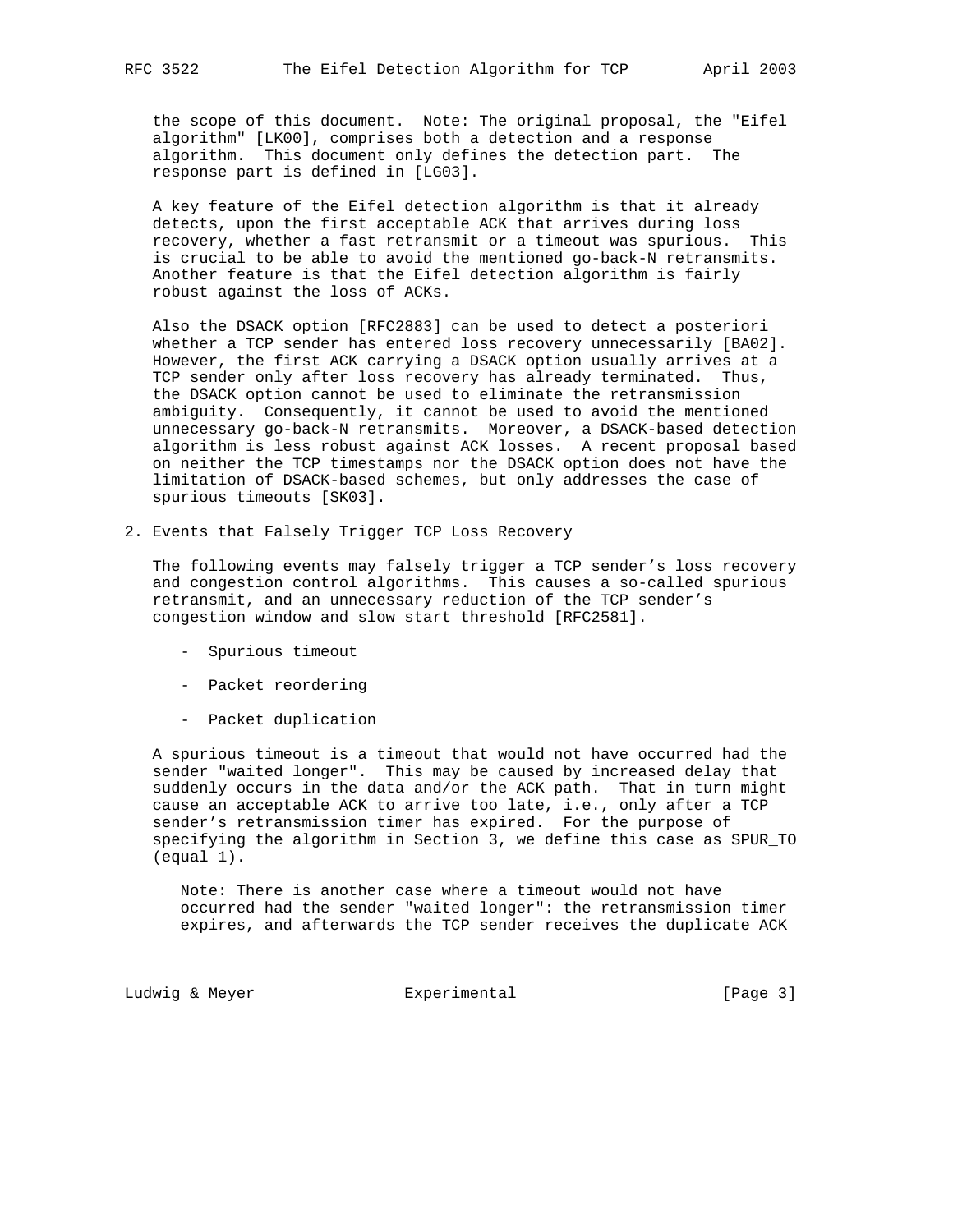the scope of this document. Note: The original proposal, the "Eifel algorithm" [LK00], comprises both a detection and a response algorithm. This document only defines the detection part. The response part is defined in [LG03].

A key feature of the Eifel detection algorithm is that it already detects, upon the first acceptable ACK that arrives during loss recovery, whether a fast retransmit or a timeout was spurious. This is crucial to be able to avoid the mentioned go-back-N retransmits. Another feature is that the Eifel detection algorithm is fairly robust against the loss of ACKs.

Also the DSACK option [RFC2883] can be used to detect a posteriori whether a TCP sender has entered loss recovery unnecessarily [BA02]. However, the first ACK carrying a DSACK option usually arrives at a TCP sender only after loss recovery has already terminated. Thus, the DSACK option cannot be used to eliminate the retransmission ambiguity. Consequently, it cannot be used to avoid the mentioned unnecessary go-back-N retransmits. Moreover, a DSACK-based detection algorithm is less robust against ACK losses. A recent proposal based on neither the TCP timestamps nor the DSACK option does not have the limitation of DSACK-based schemes, but only addresses the case of spurious timeouts [SK03].

## 2. Events that Falsely Trigger TCP Loss Recovery

The following events may falsely trigger a TCP sender’s loss recovery and congestion control algorithms. This causes a so-called spurious retransmit, and an unnecessary reduction of the TCP sender’s congestion window and slow start threshold [RFC2581].

- Spurious timeout
- Packet reordering
- Packet duplication

A spurious timeout is a timeout that would not have occurred had the sender "waited longer". This may be caused by increased delay that suddenly occurs in the data and/or the ACK path. That in turn might cause an acceptable ACK to arrive too late, i.e., only after a TCP sender’s retransmission timer has expired. For the purpose of specifying the algorithm in Section 3, we define this case as SPUR_TO (equal 1).

> Note: There is another case where a timeout would not have occurred had the sender "waited longer": the retransmission timer expires, and afterwards the TCP sender receives the duplicate ACK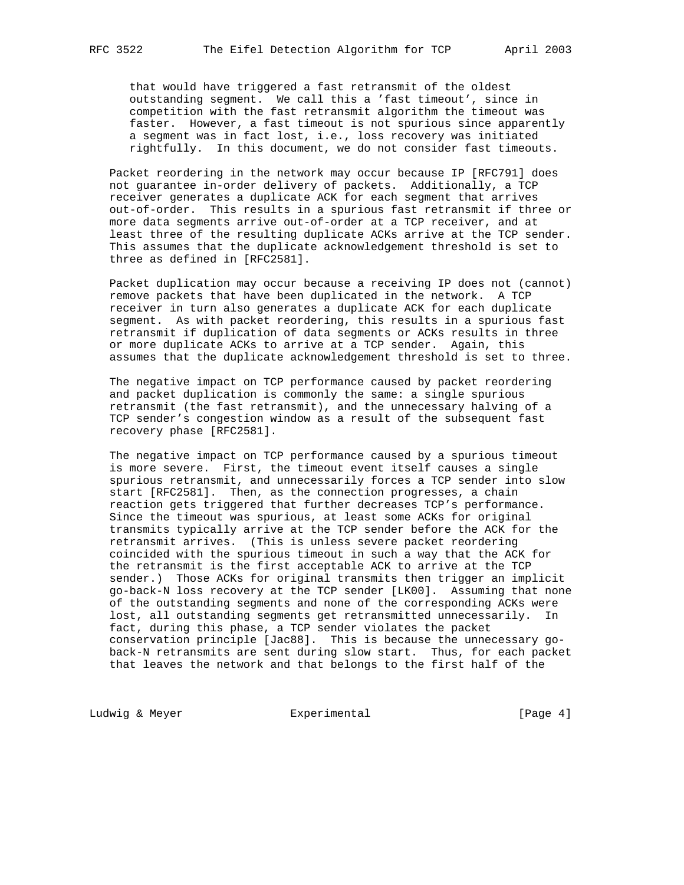that would have triggered a fast retransmit of the oldest outstanding segment. We call this a 'fast timeout', since in competition with the fast retransmit algorithm the timeout was faster. However, a fast timeout is not spurious since apparently a segment was in fact lost, i.e., loss recovery was initiated rightfully. In this document, we do not consider fast timeouts.

Packet reordering in the network may occur because IP [RFC791] does not guarantee in-order delivery of packets. Additionally, a TCP receiver generates a duplicate ACK for each segment that arrives out-of-order. This results in a spurious fast retransmit if three or more data segments arrive out-of-order at a TCP receiver, and at least three of the resulting duplicate ACKs arrive at the TCP sender. This assumes that the duplicate acknowledgement threshold is set to three as defined in [RFC2581].

Packet duplication may occur because a receiving IP does not (cannot) remove packets that have been duplicated in the network. A TCP receiver in turn also generates a duplicate ACK for each duplicate segment. As with packet reordering, this results in a spurious fast retransmit if duplication of data segments or ACKs results in three or more duplicate ACKs to arrive at a TCP sender. Again, this assumes that the duplicate acknowledgement threshold is set to three.

The negative impact on TCP performance caused by packet reordering and packet duplication is commonly the same: a single spurious retransmit (the fast retransmit), and the unnecessary halving of a TCP sender's congestion window as a result of the subsequent fast recovery phase [RFC2581].

The negative impact on TCP performance caused by a spurious timeout is more severe. First, the timeout event itself causes a single spurious retransmit, and unnecessarily forces a TCP sender into slow start [RFC2581]. Then, as the connection progresses, a chain reaction gets triggered that further decreases TCP's performance. Since the timeout was spurious, at least some ACKs for original transmits typically arrive at the TCP sender before the ACK for the retransmit arrives. (This is unless severe packet reordering coincided with the spurious timeout in such a way that the ACK for the retransmit is the first acceptable ACK to arrive at the TCP sender.) Those ACKs for original transmits then trigger an implicit go-back-N loss recovery at the TCP sender [LK00]. Assuming that none of the outstanding segments and none of the corresponding ACKs were lost, all outstanding segments get retransmitted unnecessarily. In fact, during this phase, a TCP sender violates the packet conservation principle [Jac88]. This is because the unnecessary go-back-N retransmits are sent during slow start. Thus, for each packet that leaves the network and that belongs to the first half of the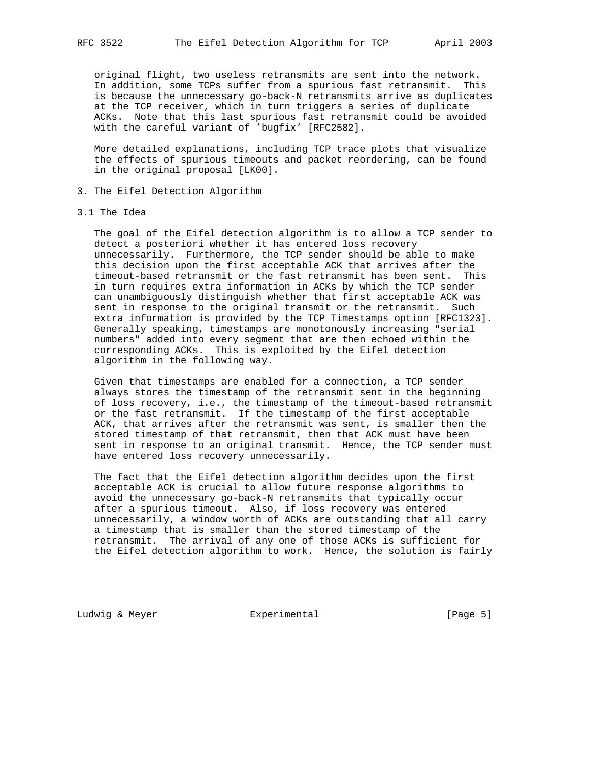original flight, two useless retransmits are sent into the network. In addition, some TCPs suffer from a spurious fast retransmit. This is because the unnecessary go-back-N retransmits arrive as duplicates at the TCP receiver, which in turn triggers a series of duplicate ACKs. Note that this last spurious fast retransmit could be avoided with the careful variant of 'bugfix' [RFC2582].

More detailed explanations, including TCP trace plots that visualize the effects of spurious timeouts and packet reordering, can be found in the original proposal [LK00].

## 3. The Eifel Detection Algorithm

### 3.1 The Idea

The goal of the Eifel detection algorithm is to allow a TCP sender to detect a posteriori whether it has entered loss recovery unnecessarily. Furthermore, the TCP sender should be able to make this decision upon the first acceptable ACK that arrives after the timeout-based retransmit or the fast retransmit has been sent. This in turn requires extra information in ACKs by which the TCP sender can unambiguously distinguish whether that first acceptable ACK was sent in response to the original transmit or the retransmit. Such extra information is provided by the TCP Timestamps option [RFC1323]. Generally speaking, timestamps are monotonously increasing "serial numbers" added into every segment that are then echoed within the corresponding ACKs. This is exploited by the Eifel detection algorithm in the following way.

Given that timestamps are enabled for a connection, a TCP sender always stores the timestamp of the retransmit sent in the beginning of loss recovery, i.e., the timestamp of the timeout-based retransmit or the fast retransmit. If the timestamp of the first acceptable ACK, that arrives after the retransmit was sent, is smaller then the stored timestamp of that retransmit, then that ACK must have been sent in response to an original transmit. Hence, the TCP sender must have entered loss recovery unnecessarily.

The fact that the Eifel detection algorithm decides upon the first acceptable ACK is crucial to allow future response algorithms to avoid the unnecessary go-back-N retransmits that typically occur after a spurious timeout. Also, if loss recovery was entered unnecessarily, a window worth of ACKs are outstanding that all carry a timestamp that is smaller than the stored timestamp of the retransmit. The arrival of any one of those ACKs is sufficient for the Eifel detection algorithm to work. Hence, the solution is fairly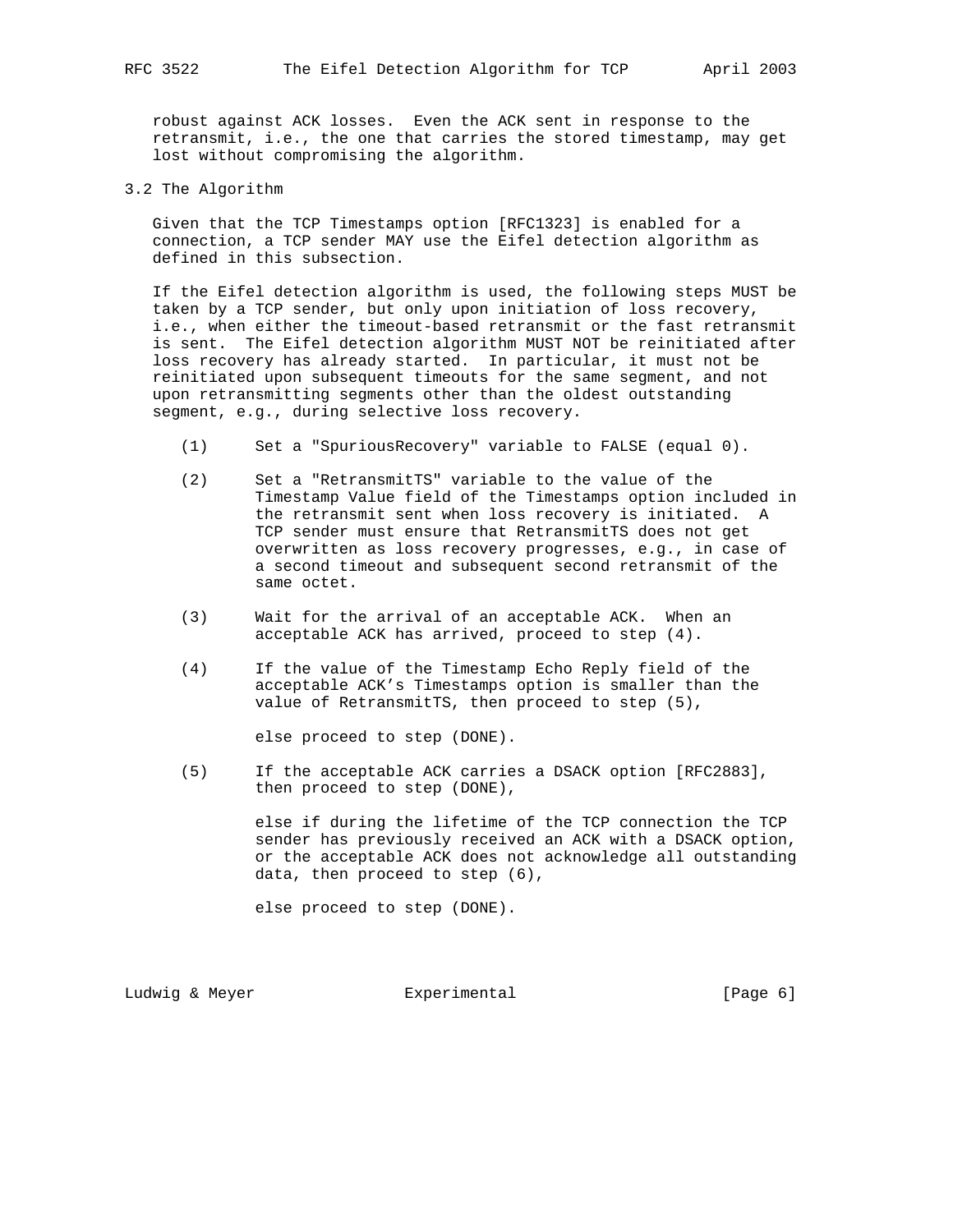robust against ACK losses. Even the ACK sent in response to the retransmit, i.e., the one that carries the stored timestamp, may get lost without compromising the algorithm.

## 3.2 The Algorithm

Given that the TCP Timestamps option [RFC1323] is enabled for a connection, a TCP sender MAY use the Eifel detection algorithm as defined in this subsection.

If the Eifel detection algorithm is used, the following steps MUST be taken by a TCP sender, but only upon initiation of loss recovery, i.e., when either the timeout-based retransmit or the fast retransmit is sent. The Eifel detection algorithm MUST NOT be reinitiated after loss recovery has already started. In particular, it must not be reinitiated upon subsequent timeouts for the same segment, and not upon retransmitting segments other than the oldest outstanding segment, e.g., during selective loss recovery.

(1) Set a "SpuriousRecovery" variable to FALSE (equal 0).

(2) Set a "RetransmitTS" variable to the value of the Timestamp Value field of the Timestamps option included in the retransmit sent when loss recovery is initiated. A TCP sender must ensure that RetransmitTS does not get overwritten as loss recovery progresses, e.g., in case of a second timeout and subsequent second retransmit of the same octet.

(3) Wait for the arrival of an acceptable ACK. When an acceptable ACK has arrived, proceed to step (4).

(4) If the value of the Timestamp Echo Reply field of the acceptable ACK's Timestamps option is smaller than the value of RetransmitTS, then proceed to step (5),

    else proceed to step (DONE).

(5) If the acceptable ACK carries a DSACK option [RFC2883], then proceed to step (DONE),

    else if during the lifetime of the TCP connection the TCP sender has previously received an ACK with a DSACK option, or the acceptable ACK does not acknowledge all outstanding data, then proceed to step (6),

    else proceed to step (DONE).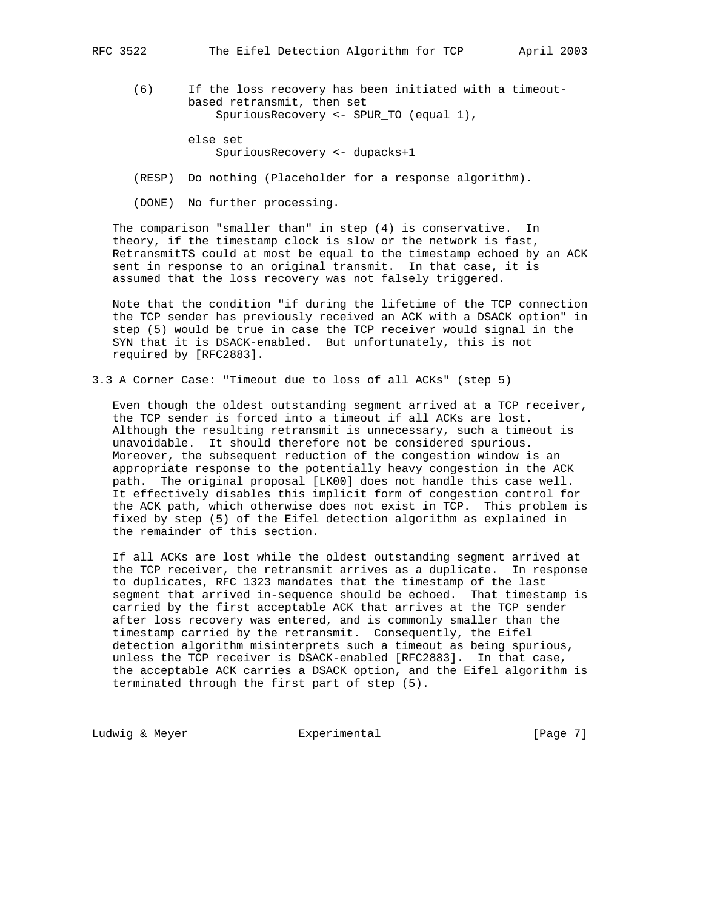(6) If the loss recovery has been initiated with a timeout-based retransmit, then set
    SpuriousRecovery <- SPUR_TO (equal 1),

    else set
    SpuriousRecovery <- dupacks+1

(RESP) Do nothing (Placeholder for a response algorithm).

(DONE) No further processing.

The comparison "smaller than" in step (4) is conservative. In theory, if the timestamp clock is slow or the network is fast, RetransmitTS could at most be equal to the timestamp echoed by an ACK sent in response to an original transmit. In that case, it is assumed that the loss recovery was not falsely triggered.

Note that the condition "if during the lifetime of the TCP connection the TCP sender has previously received an ACK with a DSACK option" in step (5) would be true in case the TCP receiver would signal in the SYN that it is DSACK-enabled. But unfortunately, this is not required by [RFC2883].

## 3.3 A Corner Case: "Timeout due to loss of all ACKs" (step 5)

Even though the oldest outstanding segment arrived at a TCP receiver, the TCP sender is forced into a timeout if all ACKs are lost. Although the resulting retransmit is unnecessary, such a timeout is unavoidable. It should therefore not be considered spurious. Moreover, the subsequent reduction of the congestion window is an appropriate response to the potentially heavy congestion in the ACK path. The original proposal [LK00] does not handle this case well. It effectively disables this implicit form of congestion control for the ACK path, which otherwise does not exist in TCP. This problem is fixed by step (5) of the Eifel detection algorithm as explained in the remainder of this section.

If all ACKs are lost while the oldest outstanding segment arrived at the TCP receiver, the retransmit arrives as a duplicate. In response to duplicates, RFC 1323 mandates that the timestamp of the last segment that arrived in-sequence should be echoed. That timestamp is carried by the first acceptable ACK that arrives at the TCP sender after loss recovery was entered, and is commonly smaller than the timestamp carried by the retransmit. Consequently, the Eifel detection algorithm misinterprets such a timeout as being spurious, unless the TCP receiver is DSACK-enabled [RFC2883]. In that case, the acceptable ACK carries a DSACK option, and the Eifel algorithm is terminated through the first part of step (5).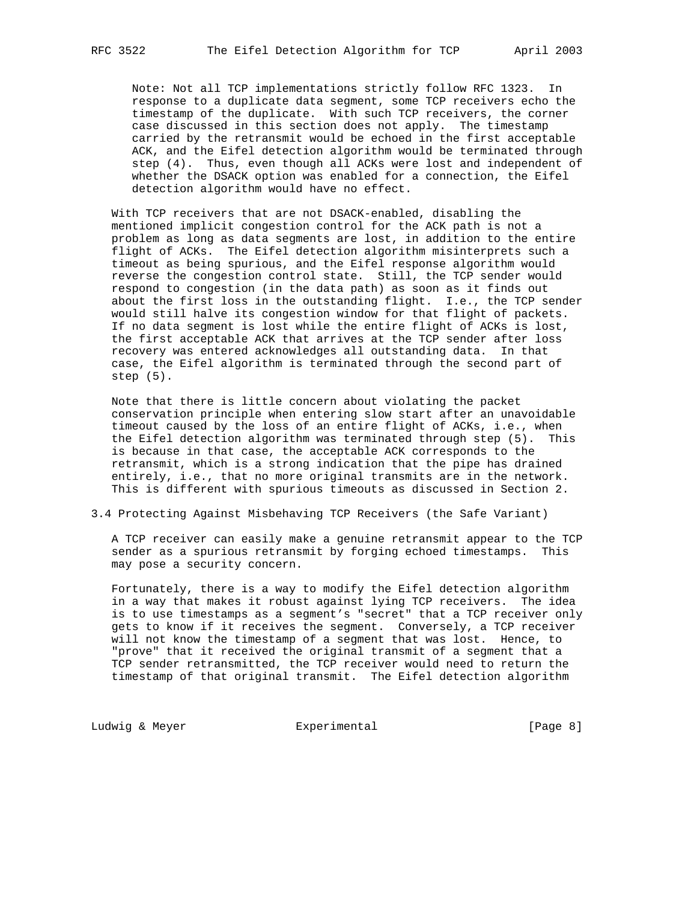Note: Not all TCP implementations strictly follow RFC 1323. In response to a duplicate data segment, some TCP receivers echo the timestamp of the duplicate. With such TCP receivers, the corner case discussed in this section does not apply. The timestamp carried by the retransmit would be echoed in the first acceptable ACK, and the Eifel detection algorithm would be terminated through step (4). Thus, even though all ACKs were lost and independent of whether the DSACK option was enabled for a connection, the Eifel detection algorithm would have no effect.

With TCP receivers that are not DSACK-enabled, disabling the mentioned implicit congestion control for the ACK path is not a problem as long as data segments are lost, in addition to the entire flight of ACKs. The Eifel detection algorithm misinterprets such a timeout as being spurious, and the Eifel response algorithm would reverse the congestion control state. Still, the TCP sender would respond to congestion (in the data path) as soon as it finds out about the first loss in the outstanding flight. I.e., the TCP sender would still halve its congestion window for that flight of packets. If no data segment is lost while the entire flight of ACKs is lost, the first acceptable ACK that arrives at the TCP sender after loss recovery was entered acknowledges all outstanding data. In that case, the Eifel algorithm is terminated through the second part of step (5).

Note that there is little concern about violating the packet conservation principle when entering slow start after an unavoidable timeout caused by the loss of an entire flight of ACKs, i.e., when the Eifel detection algorithm was terminated through step (5). This is because in that case, the acceptable ACK corresponds to the retransmit, which is a strong indication that the pipe has drained entirely, i.e., that no more original transmits are in the network. This is different with spurious timeouts as discussed in Section 2.

### 3.4 Protecting Against Misbehaving TCP Receivers (the Safe Variant)

A TCP receiver can easily make a genuine retransmit appear to the TCP sender as a spurious retransmit by forging echoed timestamps. This may pose a security concern.

Fortunately, there is a way to modify the Eifel detection algorithm in a way that makes it robust against lying TCP receivers. The idea is to use timestamps as a segment's "secret" that a TCP receiver only gets to know if it receives the segment. Conversely, a TCP receiver will not know the timestamp of a segment that was lost. Hence, to "prove" that it received the original transmit of a segment that a TCP sender retransmitted, the TCP receiver would need to return the timestamp of that original transmit. The Eifel detection algorithm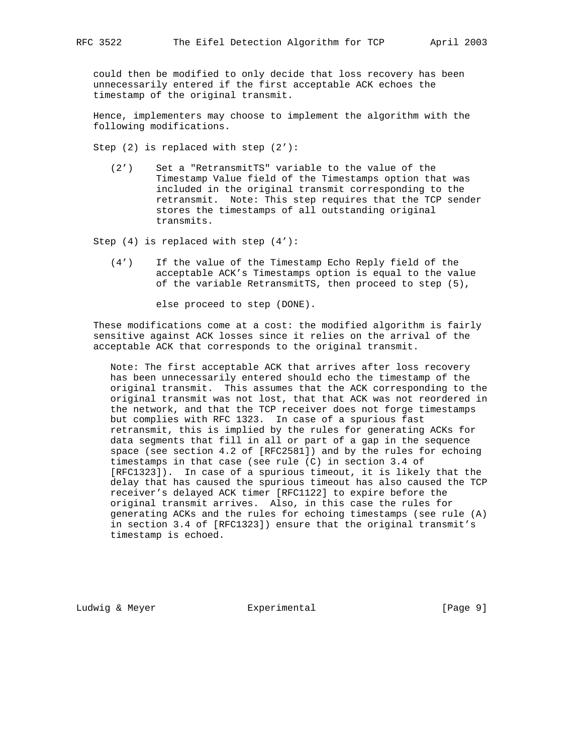could then be modified to only decide that loss recovery has been unnecessarily entered if the first acceptable ACK echoes the timestamp of the original transmit.

Hence, implementers may choose to implement the algorithm with the following modifications.

Step (2) is replaced with step (2'):

(2') Set a "RetransmitTS" variable to the value of the Timestamp Value field of the Timestamps option that was included in the original transmit corresponding to the retransmit. Note: This step requires that the TCP sender stores the timestamps of all outstanding original transmits.

Step (4) is replaced with step (4'):

(4') If the value of the Timestamp Echo Reply field of the acceptable ACK's Timestamps option is equal to the value of the variable RetransmitTS, then proceed to step (5),

else proceed to step (DONE).

These modifications come at a cost: the modified algorithm is fairly sensitive against ACK losses since it relies on the arrival of the acceptable ACK that corresponds to the original transmit.

> Note: The first acceptable ACK that arrives after loss recovery has been unnecessarily entered should echo the timestamp of the original transmit. This assumes that the ACK corresponding to the original transmit was not lost, that that ACK was not reordered in the network, and that the TCP receiver does not forge timestamps but complies with RFC 1323. In case of a spurious fast retransmit, this is implied by the rules for generating ACKs for data segments that fill in all or part of a gap in the sequence space (see section 4.2 of [RFC2581]) and by the rules for echoing timestamps in that case (see rule (C) in section 3.4 of [RFC1323]). In case of a spurious timeout, it is likely that the delay that has caused the spurious timeout has also caused the TCP receiver's delayed ACK timer [RFC1122] to expire before the original transmit arrives. Also, in this case the rules for generating ACKs and the rules for echoing timestamps (see rule (A) in section 3.4 of [RFC1323]) ensure that the original transmit's timestamp is echoed.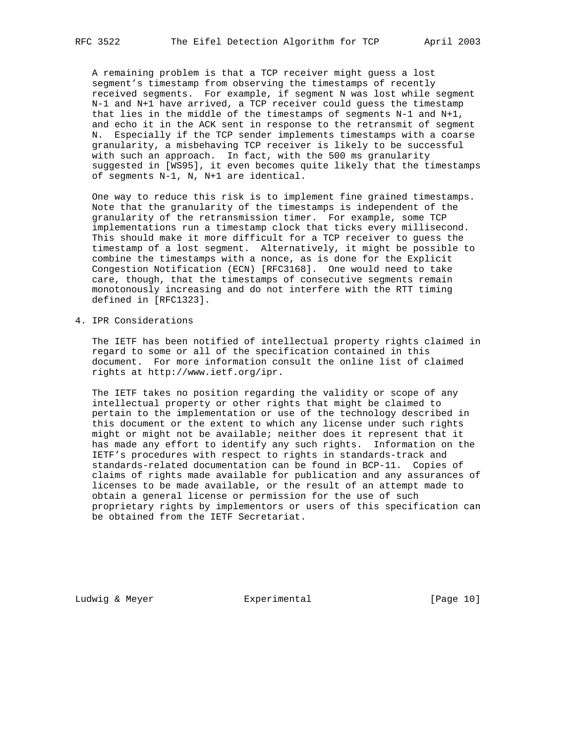A remaining problem is that a TCP receiver might guess a lost segment's timestamp from observing the timestamps of recently received segments. For example, if segment N was lost while segment N-1 and N+1 have arrived, a TCP receiver could guess the timestamp that lies in the middle of the timestamps of segments N-1 and N+1, and echo it in the ACK sent in response to the retransmit of segment N. Especially if the TCP sender implements timestamps with a coarse granularity, a misbehaving TCP receiver is likely to be successful with such an approach. In fact, with the 500 ms granularity suggested in [WS95], it even becomes quite likely that the timestamps of segments N-1, N, N+1 are identical.

One way to reduce this risk is to implement fine grained timestamps. Note that the granularity of the timestamps is independent of the granularity of the retransmission timer. For example, some TCP implementations run a timestamp clock that ticks every millisecond. This should make it more difficult for a TCP receiver to guess the timestamp of a lost segment. Alternatively, it might be possible to combine the timestamps with a nonce, as is done for the Explicit Congestion Notification (ECN) [RFC3168]. One would need to take care, though, that the timestamps of consecutive segments remain monotonously increasing and do not interfere with the RTT timing defined in [RFC1323].

## 4. IPR Considerations

The IETF has been notified of intellectual property rights claimed in regard to some or all of the specification contained in this document. For more information consult the online list of claimed rights at http://www.ietf.org/ipr.

The IETF takes no position regarding the validity or scope of any intellectual property or other rights that might be claimed to pertain to the implementation or use of the technology described in this document or the extent to which any license under such rights might or might not be available; neither does it represent that it has made any effort to identify any such rights. Information on the IETF's procedures with respect to rights in standards-track and standards-related documentation can be found in BCP-11. Copies of claims of rights made available for publication and any assurances of licenses to be made available, or the result of an attempt made to obtain a general license or permission for the use of such proprietary rights by implementors or users of this specification can be obtained from the IETF Secretariat.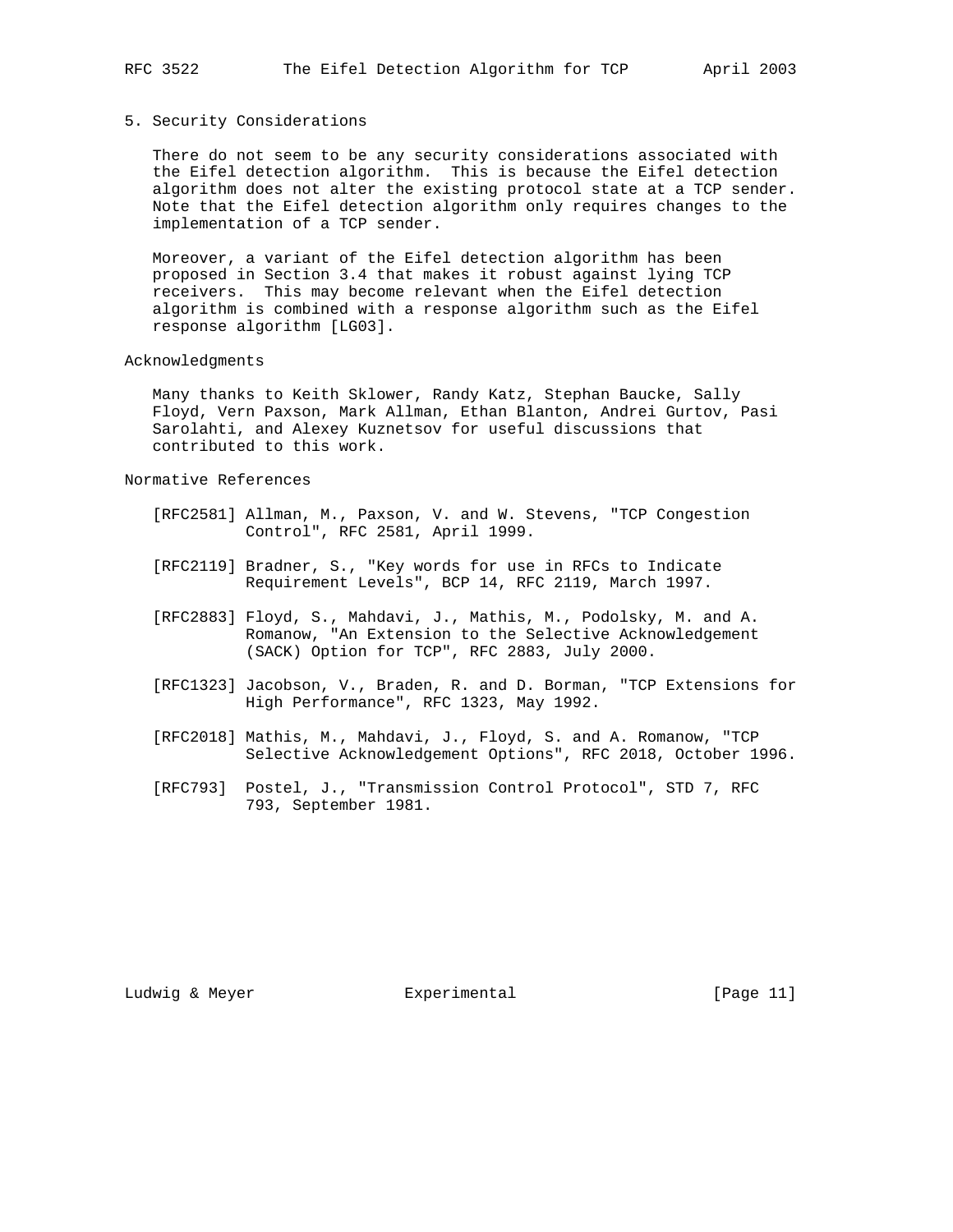## 5. Security Considerations

There do not seem to be any security considerations associated with the Eifel detection algorithm. This is because the Eifel detection algorithm does not alter the existing protocol state at a TCP sender. Note that the Eifel detection algorithm only requires changes to the implementation of a TCP sender.

Moreover, a variant of the Eifel detection algorithm has been proposed in Section 3.4 that makes it robust against lying TCP receivers. This may become relevant when the Eifel detection algorithm is combined with a response algorithm such as the Eifel response algorithm [LG03].

## Acknowledgments

Many thanks to Keith Sklower, Randy Katz, Stephan Baucke, Sally Floyd, Vern Paxson, Mark Allman, Ethan Blanton, Andrei Gurtov, Pasi Sarolahti, and Alexey Kuznetsov for useful discussions that contributed to this work.

## Normative References

[RFC2581] Allman, M., Paxson, V. and W. Stevens, "TCP Congestion Control", RFC 2581, April 1999.

[RFC2119] Bradner, S., "Key words for use in RFCs to Indicate Requirement Levels", BCP 14, RFC 2119, March 1997.

[RFC2883] Floyd, S., Mahdavi, J., Mathis, M., Podolsky, M. and A. Romanow, "An Extension to the Selective Acknowledgement (SACK) Option for TCP", RFC 2883, July 2000.

[RFC1323] Jacobson, V., Braden, R. and D. Borman, "TCP Extensions for High Performance", RFC 1323, May 1992.

[RFC2018] Mathis, M., Mahdavi, J., Floyd, S. and A. Romanow, "TCP Selective Acknowledgement Options", RFC 2018, October 1996.

[RFC793] Postel, J., "Transmission Control Protocol", STD 7, RFC 793, September 1981.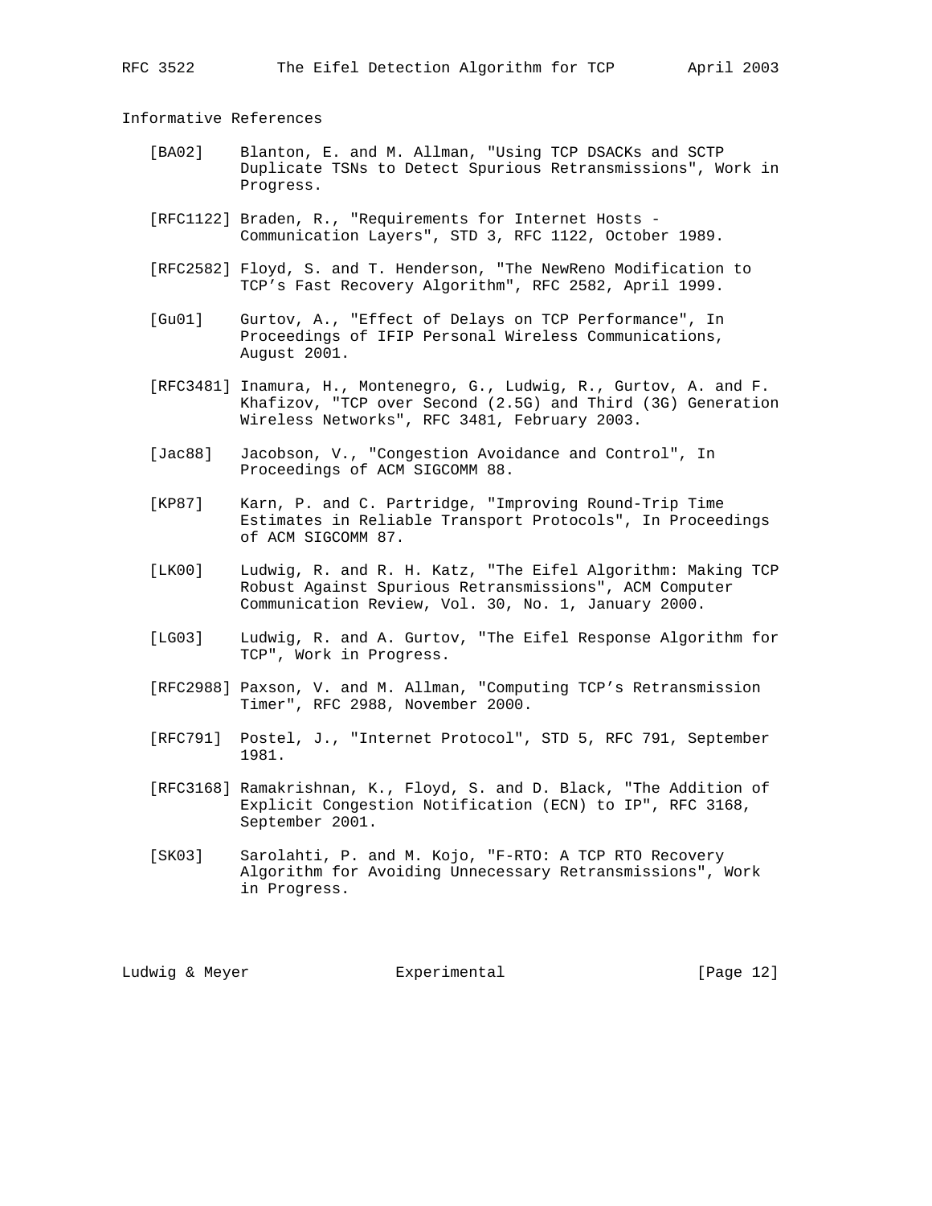## Informative References

[BA02] Blanton, E. and M. Allman, "Using TCP DSACKs and SCTP Duplicate TSNs to Detect Spurious Retransmissions", Work in Progress.

[RFC1122] Braden, R., "Requirements for Internet Hosts - Communication Layers", STD 3, RFC 1122, October 1989.

[RFC2582] Floyd, S. and T. Henderson, "The NewReno Modification to TCP's Fast Recovery Algorithm", RFC 2582, April 1999.

[Gu01] Gurtov, A., "Effect of Delays on TCP Performance", In Proceedings of IFIP Personal Wireless Communications, August 2001.

[RFC3481] Inamura, H., Montenegro, G., Ludwig, R., Gurtov, A. and F. Khafizov, "TCP over Second (2.5G) and Third (3G) Generation Wireless Networks", RFC 3481, February 2003.

[Jac88] Jacobson, V., "Congestion Avoidance and Control", In Proceedings of ACM SIGCOMM 88.

[KP87] Karn, P. and C. Partridge, "Improving Round-Trip Time Estimates in Reliable Transport Protocols", In Proceedings of ACM SIGCOMM 87.

[LK00] Ludwig, R. and R. H. Katz, "The Eifel Algorithm: Making TCP Robust Against Spurious Retransmissions", ACM Computer Communication Review, Vol. 30, No. 1, January 2000.

[LG03] Ludwig, R. and A. Gurtov, "The Eifel Response Algorithm for TCP", Work in Progress.

[RFC2988] Paxson, V. and M. Allman, "Computing TCP's Retransmission Timer", RFC 2988, November 2000.

[RFC791] Postel, J., "Internet Protocol", STD 5, RFC 791, September 1981.

[RFC3168] Ramakrishnan, K., Floyd, S. and D. Black, "The Addition of Explicit Congestion Notification (ECN) to IP", RFC 3168, September 2001.

[SK03] Sarolahti, P. and M. Kojo, "F-RTO: A TCP RTO Recovery Algorithm for Avoiding Unnecessary Retransmissions", Work in Progress.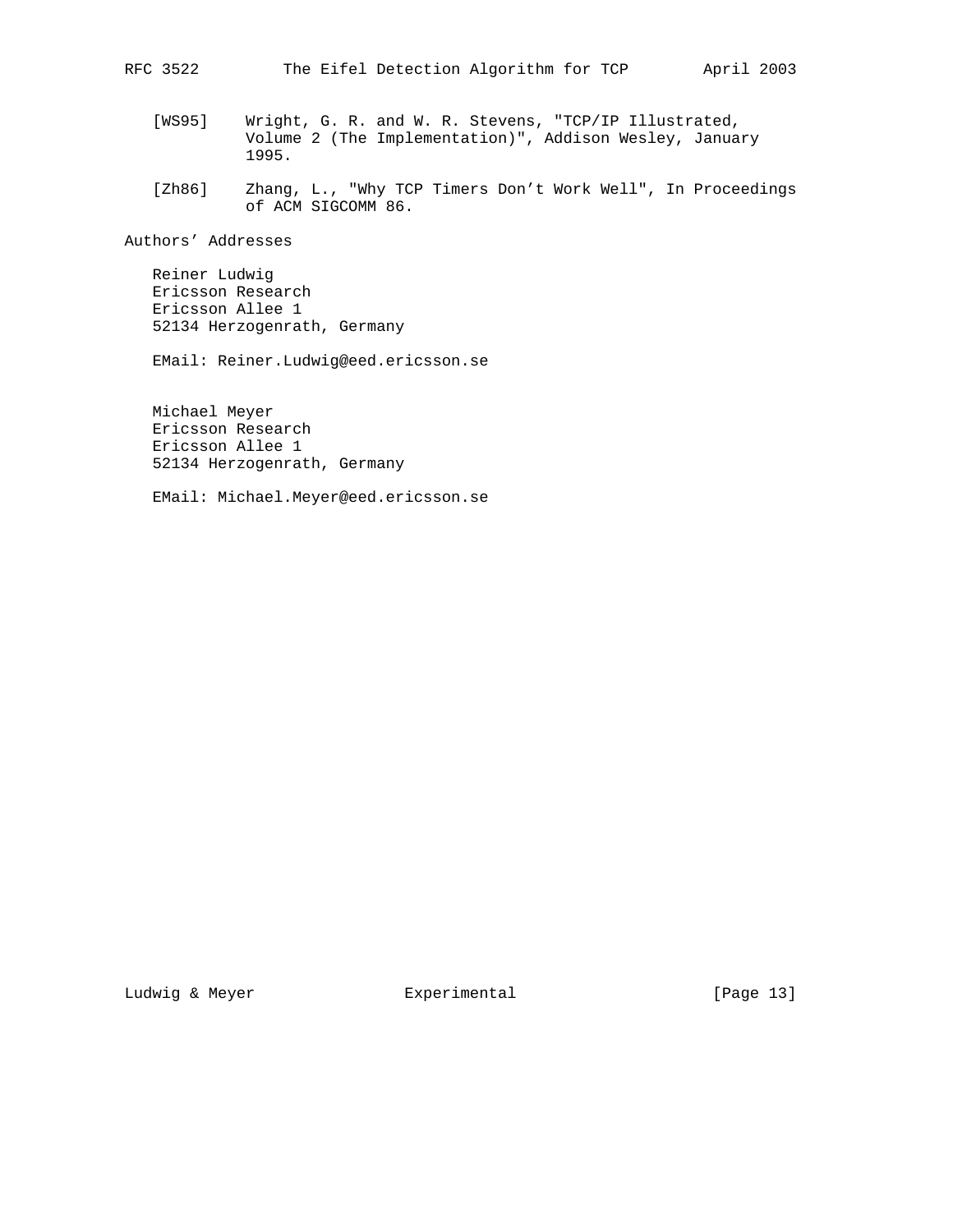[WS95] Wright, G. R. and W. R. Stevens, "TCP/IP Illustrated, Volume 2 (The Implementation)", Addison Wesley, January 1995.

[Zh86] Zhang, L., "Why TCP Timers Don't Work Well", In Proceedings of ACM SIGCOMM 86.

## Authors' Addresses

Reiner Ludwig
Ericsson Research
Ericsson Allee 1
52134 Herzogenrath, Germany

EMail: Reiner.Ludwig@eed.ericsson.se

Michael Meyer
Ericsson Research
Ericsson Allee 1
52134 Herzogenrath, Germany

EMail: Michael.Meyer@eed.ericsson.se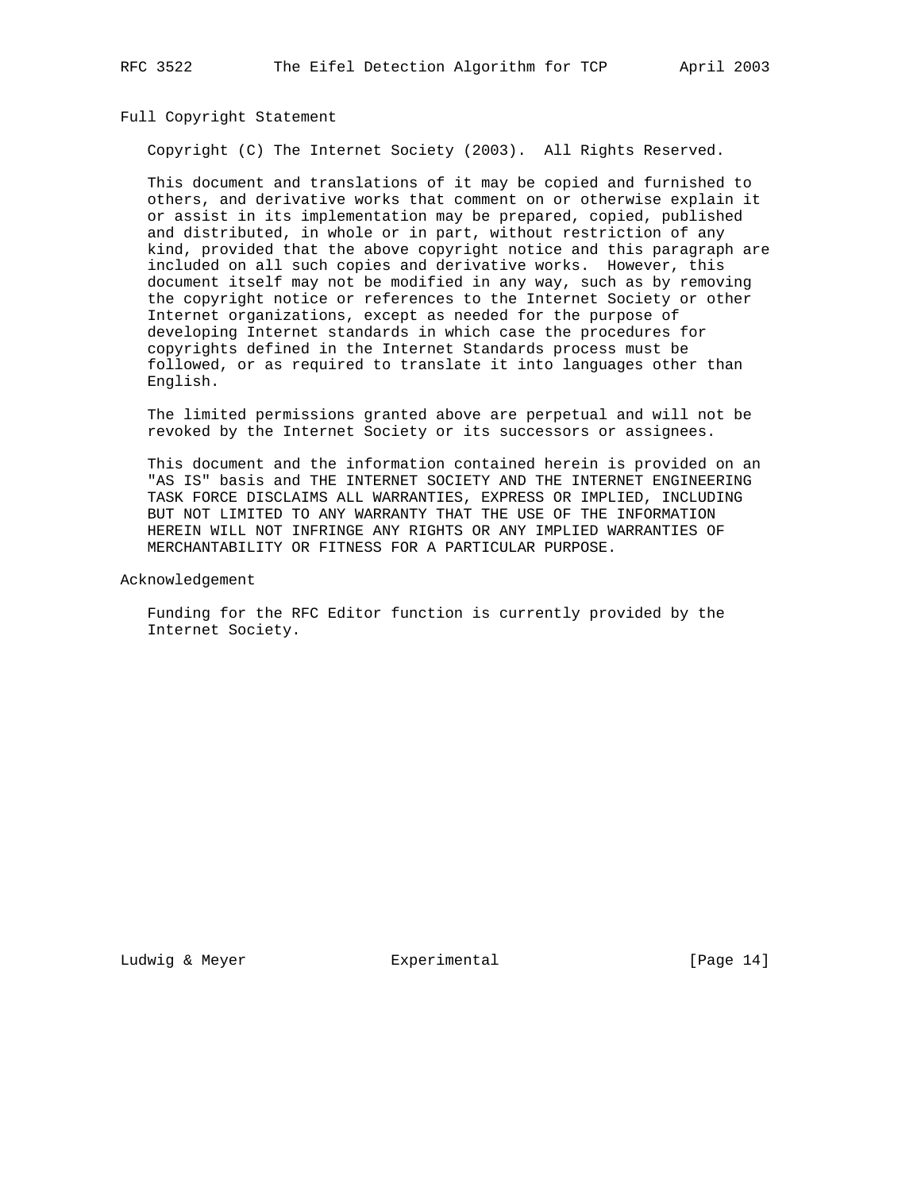## Full Copyright Statement

Copyright (C) The Internet Society (2003). All Rights Reserved.

This document and translations of it may be copied and furnished to others, and derivative works that comment on or otherwise explain it or assist in its implementation may be prepared, copied, published and distributed, in whole or in part, without restriction of any kind, provided that the above copyright notice and this paragraph are included on all such copies and derivative works. However, this document itself may not be modified in any way, such as by removing the copyright notice or references to the Internet Society or other Internet organizations, except as needed for the purpose of developing Internet standards in which case the procedures for copyrights defined in the Internet Standards process must be followed, or as required to translate it into languages other than English.

The limited permissions granted above are perpetual and will not be revoked by the Internet Society or its successors or assignees.

This document and the information contained herein is provided on an "AS IS" basis and THE INTERNET SOCIETY AND THE INTERNET ENGINEERING TASK FORCE DISCLAIMS ALL WARRANTIES, EXPRESS OR IMPLIED, INCLUDING BUT NOT LIMITED TO ANY WARRANTY THAT THE USE OF THE INFORMATION HEREIN WILL NOT INFRINGE ANY RIGHTS OR ANY IMPLIED WARRANTIES OF MERCHANTABILITY OR FITNESS FOR A PARTICULAR PURPOSE.

## Acknowledgement

Funding for the RFC Editor function is currently provided by the Internet Society.